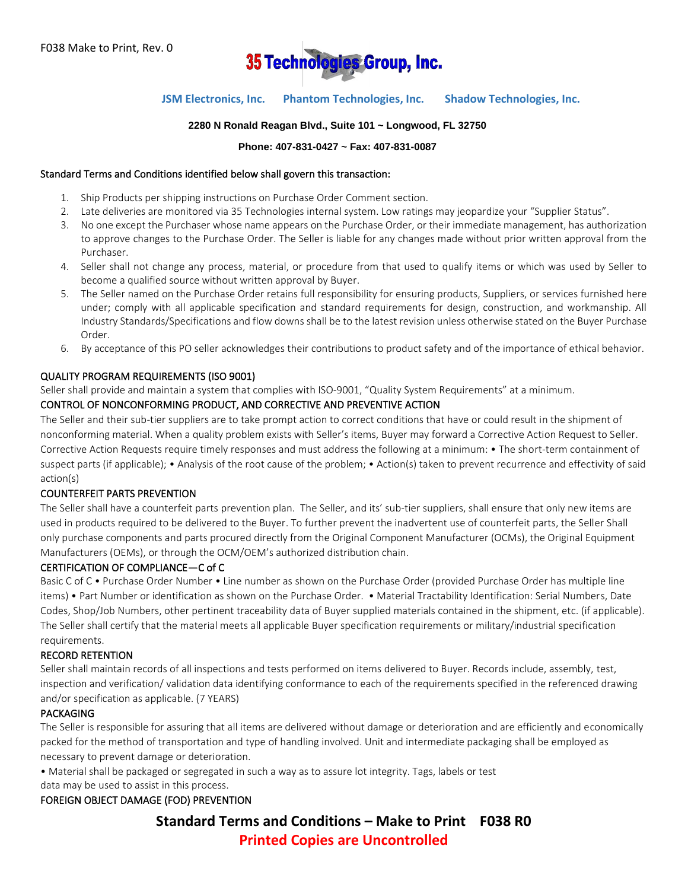F038 Make to Print, Rev. 0

# 35 Technologies Group, Inc.

**JSM Electronics, Inc.  Phantom Technologies, Inc.  Shadow Technologies, Inc.**

**2280 N Ronald Reagan Blvd., Suite 101 ~ Longwood, FL 32750**

**Phone: 407-831-0427 ~ Fax: 407-831-0087**

Standard Terms and Conditions identified below shall govern this transaction:

1. Ship Products per shipping instructions on Purchase Order Comment section.
2. Late deliveries are monitored via 35 Technologies internal system. Low ratings may jeopardize your "Supplier Status".
3. No one except the Purchaser whose name appears on the Purchase Order, or their immediate management, has authorization to approve changes to the Purchase Order. The Seller is liable for any changes made without prior written approval from the Purchaser.
4. Seller shall not change any process, material, or procedure from that used to qualify items or which was used by Seller to become a qualified source without written approval by Buyer.
5. The Seller named on the Purchase Order retains full responsibility for ensuring products, Suppliers, or services furnished here under; comply with all applicable specification and standard requirements for design, construction, and workmanship. All Industry Standards/Specifications and flow downs shall be to the latest revision unless otherwise stated on the Buyer Purchase Order.
6. By acceptance of this PO seller acknowledges their contributions to product safety and of the importance of ethical behavior.

## QUALITY PROGRAM REQUIREMENTS (ISO 9001)

Seller shall provide and maintain a system that complies with ISO-9001, "Quality System Requirements" at a minimum.

## CONTROL OF NONCONFORMING PRODUCT, AND CORRECTIVE AND PREVENTIVE ACTION

The Seller and their sub-tier suppliers are to take prompt action to correct conditions that have or could result in the shipment of nonconforming material. When a quality problem exists with Seller's items, Buyer may forward a Corrective Action Request to Seller. Corrective Action Requests require timely responses and must address the following at a minimum: • The short-term containment of suspect parts (if applicable); • Analysis of the root cause of the problem; • Action(s) taken to prevent recurrence and effectivity of said action(s)

## COUNTERFEIT PARTS PREVENTION

The Seller shall have a counterfeit parts prevention plan. The Seller, and its' sub-tier suppliers, shall ensure that only new items are used in products required to be delivered to the Buyer. To further prevent the inadvertent use of counterfeit parts, the Seller Shall only purchase components and parts procured directly from the Original Component Manufacturer (OCMs), the Original Equipment Manufacturers (OEMs), or through the OCM/OEM's authorized distribution chain.

## CERTIFICATION OF COMPLIANCE—C of C

Basic C of C • Purchase Order Number • Line number as shown on the Purchase Order (provided Purchase Order has multiple line items) • Part Number or identification as shown on the Purchase Order. • Material Tractability Identification: Serial Numbers, Date Codes, Shop/Job Numbers, other pertinent traceability data of Buyer supplied materials contained in the shipment, etc. (if applicable). The Seller shall certify that the material meets all applicable Buyer specification requirements or military/industrial specification requirements.

## RECORD RETENTION

Seller shall maintain records of all inspections and tests performed on items delivered to Buyer. Records include, assembly, test, inspection and verification/ validation data identifying conformance to each of the requirements specified in the referenced drawing and/or specification as applicable. (7 YEARS)

## PACKAGING

The Seller is responsible for assuring that all items are delivered without damage or deterioration and are efficiently and economically packed for the method of transportation and type of handling involved. Unit and intermediate packaging shall be employed as necessary to prevent damage or deterioration.

• Material shall be packaged or segregated in such a way as to assure lot integrity. Tags, labels or test data may be used to assist in this process.

## FOREIGN OBJECT DAMAGE (FOD) PREVENTION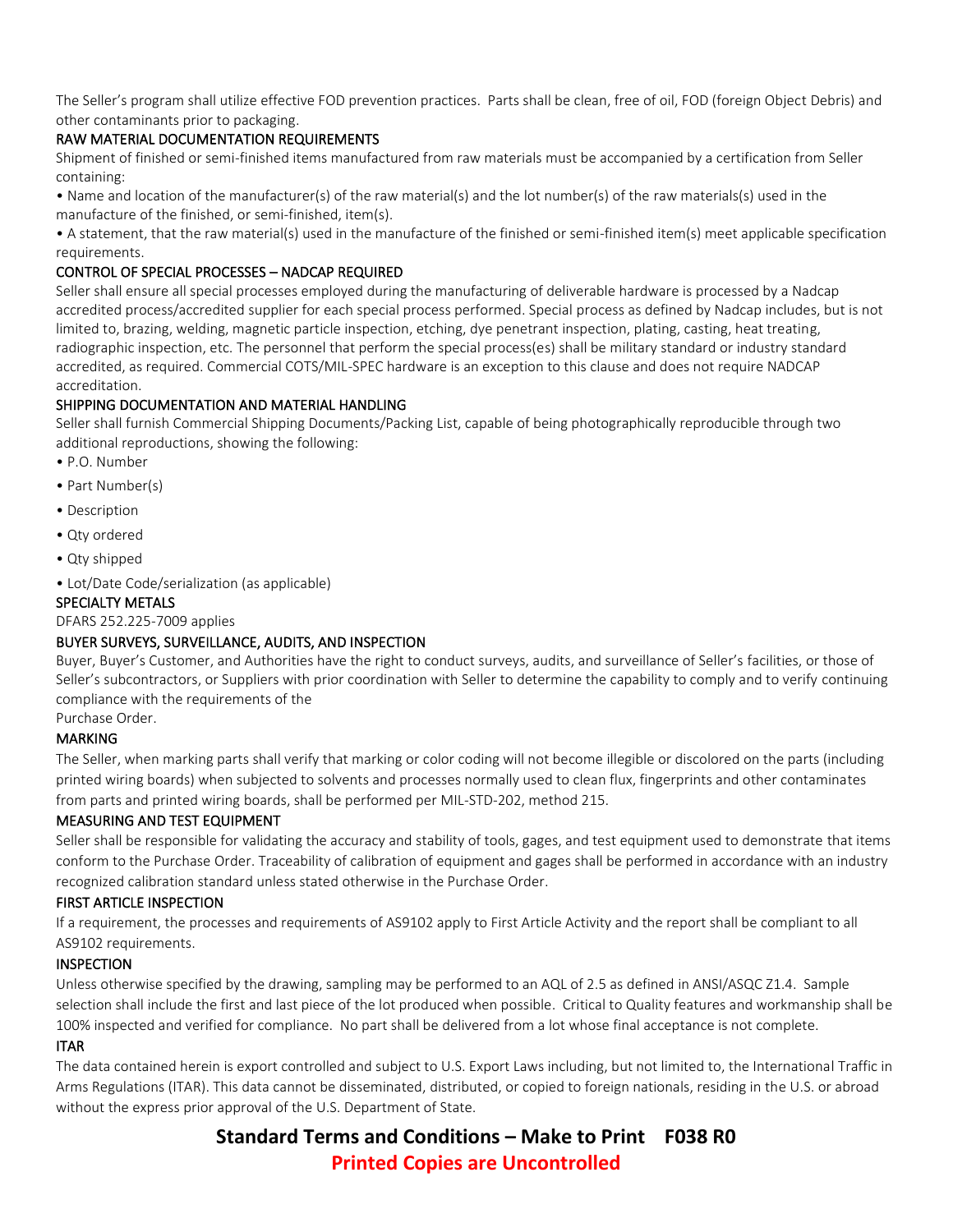The Seller's program shall utilize effective FOD prevention practices. Parts shall be clean, free of oil, FOD (foreign Object Debris) and other contaminants prior to packaging.

## RAW MATERIAL DOCUMENTATION REQUIREMENTS

Shipment of finished or semi-finished items manufactured from raw materials must be accompanied by a certification from Seller containing:

- Name and location of the manufacturer(s) of the raw material(s) and the lot number(s) of the raw materials(s) used in the manufacture of the finished, or semi-finished, item(s).
- A statement, that the raw material(s) used in the manufacture of the finished or semi-finished item(s) meet applicable specification requirements.

## CONTROL OF SPECIAL PROCESSES – NADCAP REQUIRED

Seller shall ensure all special processes employed during the manufacturing of deliverable hardware is processed by a Nadcap accredited process/accredited supplier for each special process performed. Special process as defined by Nadcap includes, but is not limited to, brazing, welding, magnetic particle inspection, etching, dye penetrant inspection, plating, casting, heat treating, radiographic inspection, etc. The personnel that perform the special process(es) shall be military standard or industry standard accredited, as required. Commercial COTS/MIL-SPEC hardware is an exception to this clause and does not require NADCAP accreditation.

## SHIPPING DOCUMENTATION AND MATERIAL HANDLING

Seller shall furnish Commercial Shipping Documents/Packing List, capable of being photographically reproducible through two additional reproductions, showing the following:

- P.O. Number
- Part Number(s)
- Description
- Qty ordered
- Qty shipped
- Lot/Date Code/serialization (as applicable)

## SPECIALTY METALS

DFARS 252.225-7009 applies

## BUYER SURVEYS, SURVEILLANCE, AUDITS, AND INSPECTION

Buyer, Buyer's Customer, and Authorities have the right to conduct surveys, audits, and surveillance of Seller's facilities, or those of Seller's subcontractors, or Suppliers with prior coordination with Seller to determine the capability to comply and to verify continuing compliance with the requirements of the Purchase Order.

## MARKING

The Seller, when marking parts shall verify that marking or color coding will not become illegible or discolored on the parts (including printed wiring boards) when subjected to solvents and processes normally used to clean flux, fingerprints and other contaminates from parts and printed wiring boards, shall be performed per MIL-STD-202, method 215.

## MEASURING AND TEST EQUIPMENT

Seller shall be responsible for validating the accuracy and stability of tools, gages, and test equipment used to demonstrate that items conform to the Purchase Order. Traceability of calibration of equipment and gages shall be performed in accordance with an industry recognized calibration standard unless stated otherwise in the Purchase Order.

## FIRST ARTICLE INSPECTION

If a requirement, the processes and requirements of AS9102 apply to First Article Activity and the report shall be compliant to all AS9102 requirements.

## INSPECTION

Unless otherwise specified by the drawing, sampling may be performed to an AQL of 2.5 as defined in ANSI/ASQC Z1.4. Sample selection shall include the first and last piece of the lot produced when possible. Critical to Quality features and workmanship shall be 100% inspected and verified for compliance. No part shall be delivered from a lot whose final acceptance is not complete.

## ITAR

The data contained herein is export controlled and subject to U.S. Export Laws including, but not limited to, the International Traffic in Arms Regulations (ITAR). This data cannot be disseminated, distributed, or copied to foreign nationals, residing in the U.S. or abroad without the express prior approval of the U.S. Department of State.